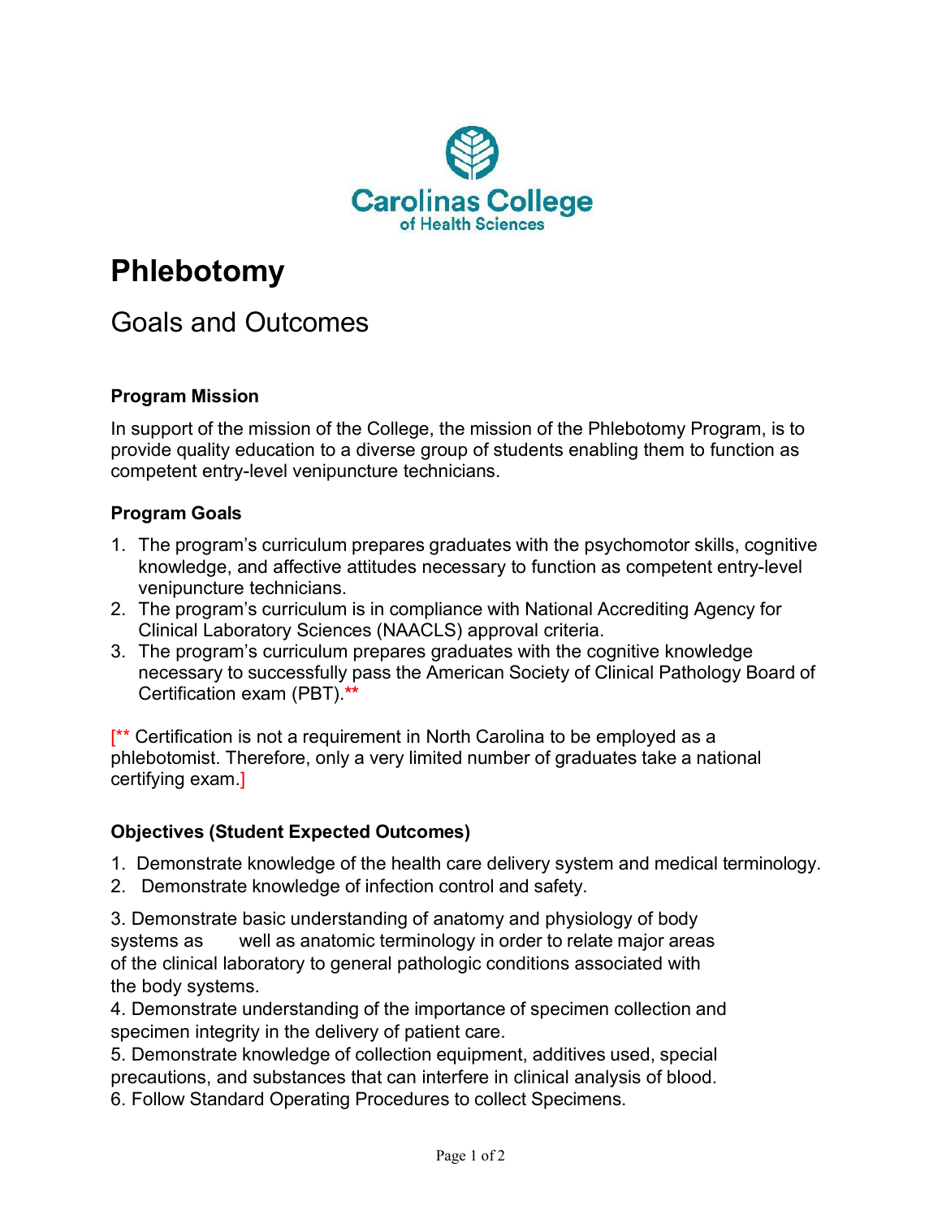Carolinas College of Health Sciences

# Phlebotomy

## Goals and Outcomes

### Program Mission

In support of the mission of the College, the mission of the Phlebotomy Program, is to provide quality education to a diverse group of students enabling them to function as competent entry-level venipuncture technicians.

### Program Goals

1. The program's curriculum prepares graduates with the psychomotor skills, cognitive knowledge, and affective attitudes necessary to function as competent entry-level venipuncture technicians.
2. The program's curriculum is in compliance with National Accrediting Agency for Clinical Laboratory Sciences (NAACLS) approval criteria.
3. The program's curriculum prepares graduates with the cognitive knowledge necessary to successfully pass the American Society of Clinical Pathology Board of Certification exam (PBT).**

[** Certification is not a requirement in North Carolina to be employed as a phlebotomist. Therefore, only a very limited number of graduates take a national certifying exam.]

### Objectives (Student Expected Outcomes)

1. Demonstrate knowledge of the health care delivery system and medical terminology.
2. Demonstrate knowledge of infection control and safety.
3. Demonstrate basic understanding of anatomy and physiology of body systems as well as anatomic terminology in order to relate major areas of the clinical laboratory to general pathologic conditions associated with the body systems.
4. Demonstrate understanding of the importance of specimen collection and specimen integrity in the delivery of patient care.
5. Demonstrate knowledge of collection equipment, additives used, special precautions, and substances that can interfere in clinical analysis of blood.
6. Follow Standard Operating Procedures to collect Specimens.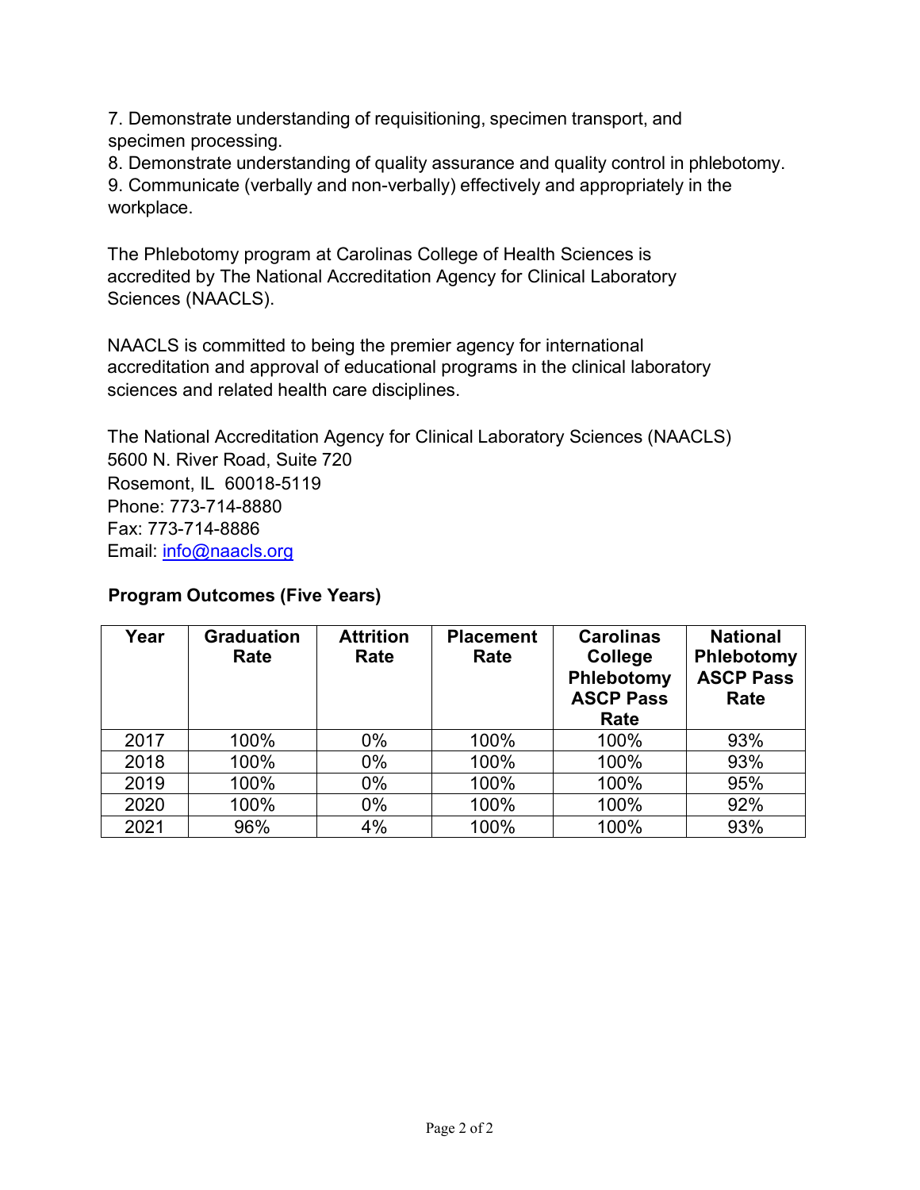7. Demonstrate understanding of requisitioning, specimen transport, and specimen processing.
8. Demonstrate understanding of quality assurance and quality control in phlebotomy.
9. Communicate (verbally and non-verbally) effectively and appropriately in the workplace.

The Phlebotomy program at Carolinas College of Health Sciences is accredited by The National Accreditation Agency for Clinical Laboratory Sciences (NAACLS).

NAACLS is committed to being the premier agency for international accreditation and approval of educational programs in the clinical laboratory sciences and related health care disciplines.

The National Accreditation Agency for Clinical Laboratory Sciences (NAACLS)
5600 N. River Road, Suite 720
Rosemont, IL 60018-5119
Phone: 773-714-8880
Fax: 773-714-8886
Email: info@naacls.org

**Program Outcomes (Five Years)**

| Year | Graduation Rate | Attrition Rate | Placement Rate | Carolinas College Phlebotomy ASCP Pass Rate | National Phlebotomy ASCP Pass Rate |
|---|---|---|---|---|---|
| 2017 | 100% | 0% | 100% | 100% | 93% |
| 2018 | 100% | 0% | 100% | 100% | 93% |
| 2019 | 100% | 0% | 100% | 100% | 95% |
| 2020 | 100% | 0% | 100% | 100% | 92% |
| 2021 | 96% | 4% | 100% | 100% | 93% |